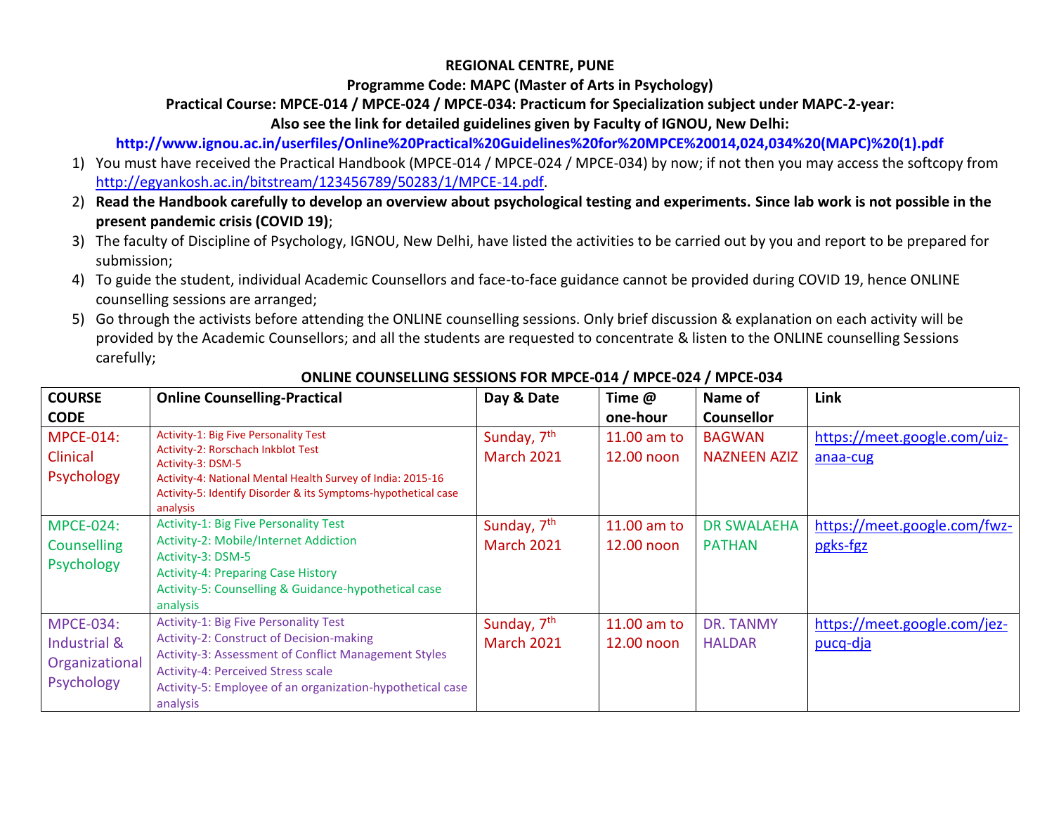**REGIONAL CENTRE, PUNE**

**Programme Code: MAPC (Master of Arts in Psychology)**

**Practical Course: MPCE-014 / MPCE-024 / MPCE-034: Practicum for Specialization subject under MAPC-2-year:**

**Also see the link for detailed guidelines given by Faculty of IGNOU, New Delhi:**

**http://www.ignou.ac.in/userfiles/Online%20Practical%20Guidelines%20for%20MPCE%20014,024,034%20(MAPC)%20(1).pdf**

1) You must have received the Practical Handbook (MPCE-014 / MPCE-024 / MPCE-034) by now; if not then you may access the softcopy from http://egyankosh.ac.in/bitstream/123456789/50283/1/MPCE-14.pdf.
2) **Read the Handbook carefully to develop an overview about psychological testing and experiments. Since lab work is not possible in the present pandemic crisis (COVID 19)**;
3) The faculty of Discipline of Psychology, IGNOU, New Delhi, have listed the activities to be carried out by you and report to be prepared for submission;
4) To guide the student, individual Academic Counsellors and face-to-face guidance cannot be provided during COVID 19, hence ONLINE counselling sessions are arranged;
5) Go through the activists before attending the ONLINE counselling sessions. Only brief discussion & explanation on each activity will be provided by the Academic Counsellors; and all the students are requested to concentrate & listen to the ONLINE counselling Sessions carefully;

**ONLINE COUNSELLING SESSIONS FOR MPCE-014 / MPCE-024 / MPCE-034**

| COURSE CODE | Online Counselling-Practical | Day & Date | Time @ one-hour | Name of Counsellor | Link |
|---|---|---|---|---|---|
| MPCE-014: Clinical Psychology | Activity-1: Big Five Personality Test<br>Activity-2: Rorschach Inkblot Test<br>Activity-3: DSM-5<br>Activity-4: National Mental Health Survey of India: 2015-16<br>Activity-5: Identify Disorder & its Symptoms-hypothetical case analysis | Sunday, 7th March 2021 | 11.00 am to 12.00 noon | BAGWAN NAZNEEN AZIZ | https://meet.google.com/uiz-anaa-cug |
| MPCE-024: Counselling Psychology | Activity-1: Big Five Personality Test<br>Activity-2: Mobile/Internet Addiction<br>Activity-3: DSM-5<br>Activity-4: Preparing Case History<br>Activity-5: Counselling & Guidance-hypothetical case analysis | Sunday, 7th March 2021 | 11.00 am to 12.00 noon | DR SWALAEHA PATHAN | https://meet.google.com/fwz-pgks-fgz |
| MPCE-034: Industrial & Organizational Psychology | Activity-1: Big Five Personality Test<br>Activity-2: Construct of Decision-making<br>Activity-3: Assessment of Conflict Management Styles<br>Activity-4: Perceived Stress scale<br>Activity-5: Employee of an organization-hypothetical case analysis | Sunday, 7th March 2021 | 11.00 am to 12.00 noon | DR. TANMY HALDAR | https://meet.google.com/jez-pucq-dja |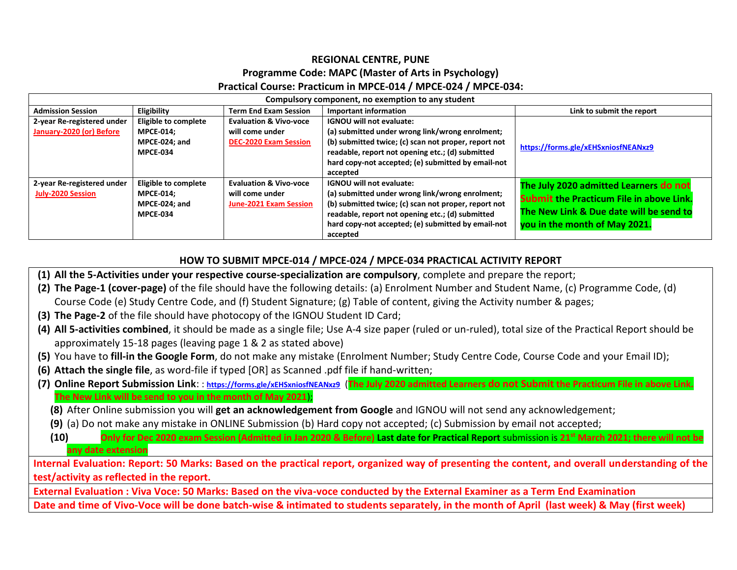## REGIONAL CENTRE, PUNE

## Programme Code: MAPC (Master of Arts in Psychology)

## Practical Course: Practicum in MPCE-014 / MPCE-024 / MPCE-034:

| Compulsory component, no exemption to any student | | | | |
|---|---|---|---|---|
| **Admission Session** | **Eligibility** | **Term End Exam Session** | **Important information** | **Link to submit the report** |
| **2-year Re-registered under January-2020 (or) Before** | **Eligible to complete MPCE-014; MPCE-024; and MPCE-034** | **Evaluation & Vivo-voce will come under DEC-2020 Exam Session** | **IGNOU will not evaluate: (a) submitted under wrong link/wrong enrolment; (b) submitted twice; (c) scan not proper, report not readable, report not opening etc.; (d) submitted hard copy-not accepted; (e) submitted by email-not accepted** | **https://forms.gle/xEHSxniosfNEANxz9** |
| **2-year Re-registered under July-2020 Session** | **Eligible to complete MPCE-014; MPCE-024; and MPCE-034** | **Evaluation & Vivo-voce will come under June-2021 Exam Session** | **IGNOU will not evaluate: (a) submitted under wrong link/wrong enrolment; (b) submitted twice; (c) scan not proper, report not readable, report not opening etc.; (d) submitted hard copy-not accepted; (e) submitted by email-not accepted** | **The July 2020 admitted Learners do not Submit the Practicum File in above Link. The New Link & Due date will be send to you in the month of May 2021.** |

## HOW TO SUBMIT MPCE-014 / MPCE-024 / MPCE-034 PRACTICAL ACTIVITY REPORT

(1) **All the 5-Activities under your respective course-specialization are compulsory**, complete and prepare the report;

(2) **The Page-1 (cover-page)** of the file should have the following details: (a) Enrolment Number and Student Name, (c) Programme Code, (d) Course Code (e) Study Centre Code, and (f) Student Signature; (g) Table of content, giving the Activity number & pages;

(3) **The Page-2** of the file should have photocopy of the IGNOU Student ID Card;

(4) **All 5-activities combined**, it should be made as a single file; Use A-4 size paper (ruled or un-ruled), total size of the Practical Report should be approximately 15-18 pages (leaving page 1 & 2 as stated above)

(5) You have to **fill-in the Google Form**, do not make any mistake (Enrolment Number; Study Centre Code, Course Code and your Email ID);

(6) **Attach the single file**, as word-file if typed [OR] as Scanned .pdf file if hand-written;

(7) **Online Report Submission Link**: : **https://forms.gle/xEHSxniosfNEANxz9** (**The July 2020 admitted Learners do not Submit the Practicum File in above Link. The New Link will be send to you in the month of May 2021**);

(8) After Online submission you will **get an acknowledgement from Google** and IGNOU will not send any acknowledgement;

(9) (a) Do not make any mistake in ONLINE Submission (b) Hard copy not accepted; (c) Submission by email not accepted;

(10) **Only for Dec 2020 exam Session (Admitted in Jan 2020 & Before) Last date for Practical Report** submission is **21st March 2021; there will not be any date extension**

**Internal Evaluation: Report: 50 Marks: Based on the practical report, organized way of presenting the content, and overall understanding of the test/activity as reflected in the report.**

**External Evaluation : Viva Voce: 50 Marks: Based on the viva-voce conducted by the External Examiner as a Term End Examination**

**Date and time of Vivo-Voce will be done batch-wise & intimated to students separately, in the month of April (last week) & May (first week)**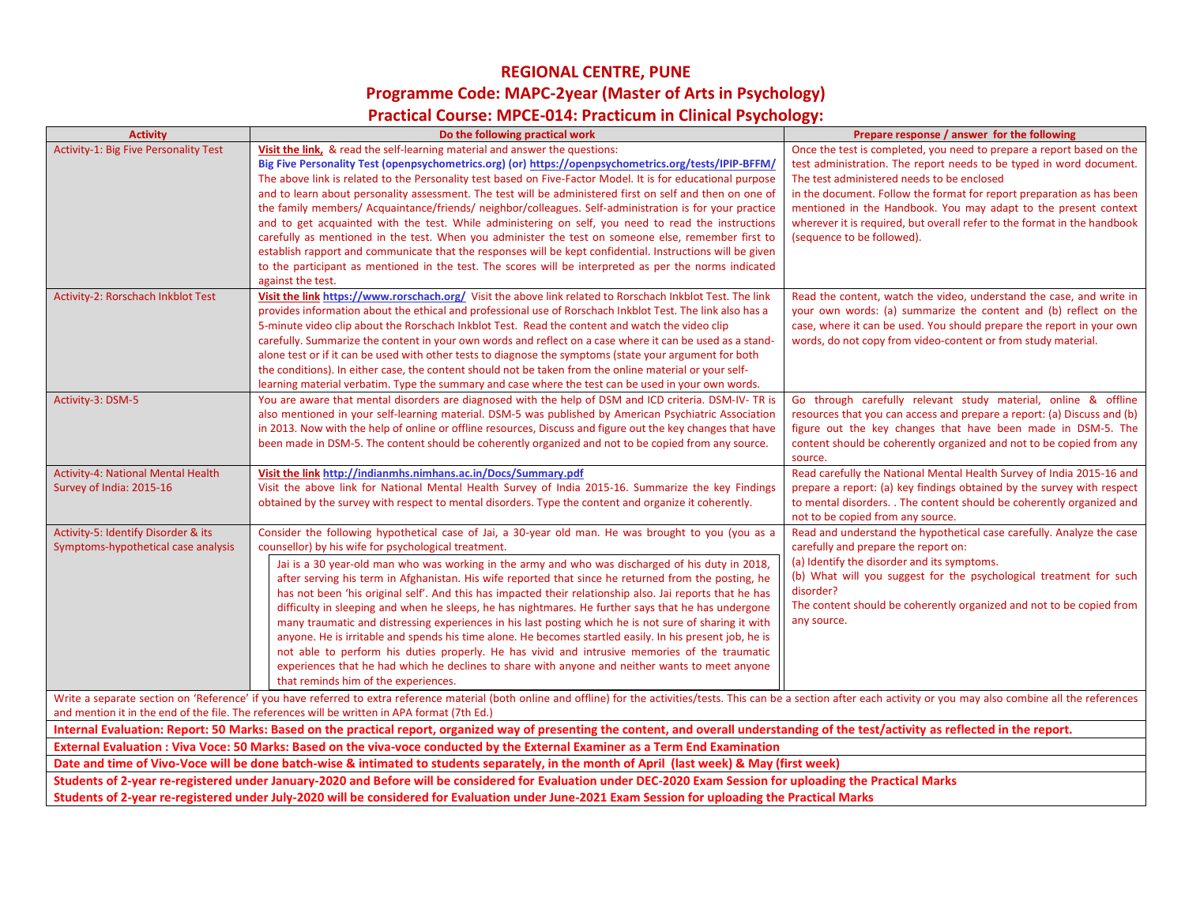# REGIONAL CENTRE, PUNE

## Programme Code: MAPC-2year (Master of Arts in Psychology)

## Practical Course: MPCE-014: Practicum in Clinical Psychology:

| Activity | Do the following practical work | Prepare response / answer for the following |
|---|---|---|
| Activity-1: Big Five Personality Test | **Visit the link,** & read the self-learning material and answer the questions: **Big Five Personality Test (openpsychometrics.org) (or) https://openpsychometrics.org/tests/IPIP-BFFM/** The above link is related to the Personality test based on Five-Factor Model. It is for educational purpose and to learn about personality assessment. The test will be administered first on self and then on one of the family members/ Acquaintance/friends/ neighbor/colleagues. Self-administration is for your practice and to get acquainted with the test. While administering on self, you need to read the instructions carefully as mentioned in the test. When you administer the test on someone else, remember first to establish rapport and communicate that the responses will be kept confidential. Instructions will be given to the participant as mentioned in the test. The scores will be interpreted as per the norms indicated against the test. | Once the test is completed, you need to prepare a report based on the test administration. The report needs to be typed in word document. The test administered needs to be enclosed in the document. Follow the format for report preparation as has been mentioned in the Handbook. You may adapt to the present context wherever it is required, but overall refer to the format in the handbook (sequence to be followed). |
| Activity-2: Rorschach Inkblot Test | **Visit the link https://www.rorschach.org/** Visit the above link related to Rorschach Inkblot Test. The link provides information about the ethical and professional use of Rorschach Inkblot Test. The link also has a 5-minute video clip about the Rorschach Inkblot Test. Read the content and watch the video clip carefully. Summarize the content in your own words and reflect on a case where it can be used as a stand-alone test or if it can be used with other tests to diagnose the symptoms (state your argument for both the conditions). In either case, the content should not be taken from the online material or your self-learning material verbatim. Type the summary and case where the test can be used in your own words. | Read the content, watch the video, understand the case, and write in your own words: (a) summarize the content and (b) reflect on the case, where it can be used. You should prepare the report in your own words, do not copy from video-content or from study material. |
| Activity-3: DSM-5 | You are aware that mental disorders are diagnosed with the help of DSM and ICD criteria. DSM-IV- TR is also mentioned in your self-learning material. DSM-5 was published by American Psychiatric Association in 2013. Now with the help of online or offline resources, Discuss and figure out the key changes that have been made in DSM-5. The content should be coherently organized and not to be copied from any source. | Go through carefully relevant study material, online & offline resources that you can access and prepare a report: (a) Discuss and (b) figure out the key changes that have been made in DSM-5. The content should be coherently organized and not to be copied from any source. |
| Activity-4: National Mental Health Survey of India: 2015-16 | **Visit the link http://indianmhs.nimhans.ac.in/Docs/Summary.pdf** Visit the above link for National Mental Health Survey of India 2015-16. Summarize the key Findings obtained by the survey with respect to mental disorders. Type the content and organize it coherently. | Read carefully the National Mental Health Survey of India 2015-16 and prepare a report: (a) key findings obtained by the survey with respect to mental disorders. . The content should be coherently organized and not to be copied from any source. |
| Activity-5: Identify Disorder & its Symptoms-hypothetical case analysis | Consider the following hypothetical case of Jai, a 30-year old man. He was brought to you (you as a counsellor) by his wife for psychological treatment. Jai is a 30 year-old man who was working in the army and who was discharged of his duty in 2018, after serving his term in Afghanistan. His wife reported that since he returned from the posting, he has not been 'his original self'. And this has impacted their relationship also. Jai reports that he has difficulty in sleeping and when he sleeps, he has nightmares. He further says that he has undergone many traumatic and distressing experiences in his last posting which he is not sure of sharing it with anyone. He is irritable and spends his time alone. He becomes startled easily. In his present job, he is not able to perform his duties properly. He has vivid and intrusive memories of the traumatic experiences that he had which he declines to share with anyone and neither wants to meet anyone that reminds him of the experiences. | Read and understand the hypothetical case carefully. Analyze the case carefully and prepare the report on: (a) Identify the disorder and its symptoms. (b) What will you suggest for the psychological treatment for such disorder? The content should be coherently organized and not to be copied from any source. |

Write a separate section on 'Reference' if you have referred to extra reference material (both online and offline) for the activities/tests. This can be a section after each activity or you may also combine all the references and mention it in the end of the file. The references will be written in APA format (7th Ed.)

**Internal Evaluation: Report: 50 Marks: Based on the practical report, organized way of presenting the content, and overall understanding of the test/activity as reflected in the report.**

**External Evaluation : Viva Voce: 50 Marks: Based on the viva-voce conducted by the External Examiner as a Term End Examination**

**Date and time of Vivo-Voce will be done batch-wise & intimated to students separately, in the month of April (last week) & May (first week)**

**Students of 2-year re-registered under January-2020 and Before will be considered for Evaluation under DEC-2020 Exam Session for uploading the Practical Marks**

**Students of 2-year re-registered under July-2020 will be considered for Evaluation under June-2021 Exam Session for uploading the Practical Marks**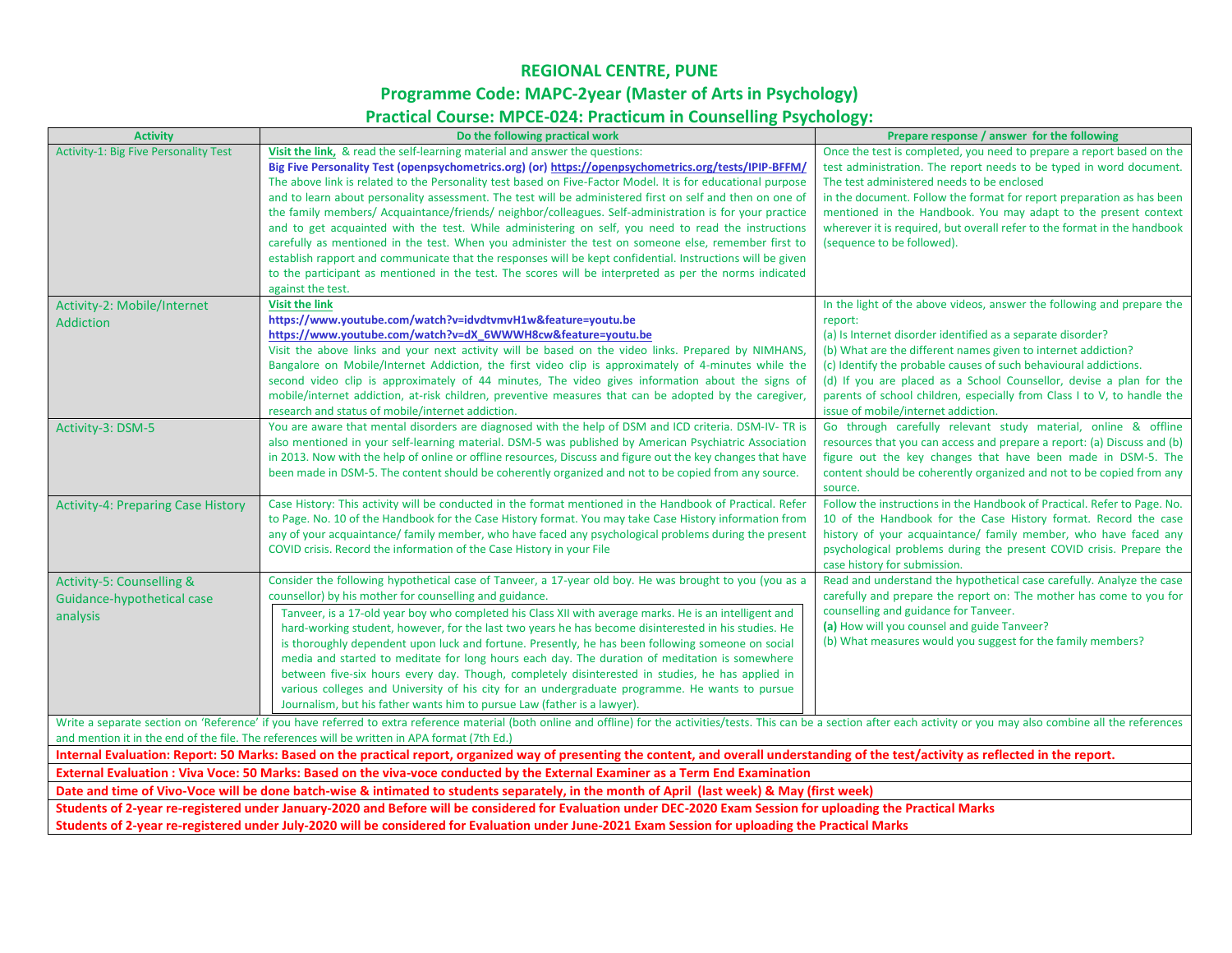# REGIONAL CENTRE, PUNE

## Programme Code: MAPC-2year (Master of Arts in Psychology)

## Practical Course: MPCE-024: Practicum in Counselling Psychology:

| Activity | Do the following practical work | Prepare response / answer for the following |
|---|---|---|
| Activity-1: Big Five Personality Test | **Visit the link**, & read the self-learning material and answer the questions: **Big Five Personality Test (openpsychometrics.org) (or) https://openpsychometrics.org/tests/IPIP-BFFM/** The above link is related to the Personality test based on Five-Factor Model. It is for educational purpose and to learn about personality assessment. The test will be administered first on self and then on one of the family members/ Acquaintance/friends/ neighbor/colleagues. Self-administration is for your practice and to get acquainted with the test. While administering on self, you need to read the instructions carefully as mentioned in the test. When you administer the test on someone else, remember first to establish rapport and communicate that the responses will be kept confidential. Instructions will be given to the participant as mentioned in the test. The scores will be interpreted as per the norms indicated against the test. | Once the test is completed, you need to prepare a report based on the test administration. The report needs to be typed in word document. The test administered needs to be enclosed in the document. Follow the format for report preparation as has been mentioned in the Handbook. You may adapt to the present context wherever it is required, but overall refer to the format in the handbook (sequence to be followed). |
| Activity-2: Mobile/Internet Addiction | **Visit the link** **https://www.youtube.com/watch?v=idvdtvmvH1w&feature=youtu.be** **https://www.youtube.com/watch?v=dX_6WWWH8cw&feature=youtu.be** Visit the above links and your next activity will be based on the video links. Prepared by NIMHANS, Bangalore on Mobile/Internet Addiction, the first video clip is approximately of 4-minutes while the second video clip is approximately of 44 minutes, The video gives information about the signs of mobile/internet addiction, at-risk children, preventive measures that can be adopted by the caregiver, research and status of mobile/internet addiction. | In the light of the above videos, answer the following and prepare the report: (a) Is Internet disorder identified as a separate disorder? (b) What are the different names given to internet addiction? (c) Identify the probable causes of such behavioural addictions. (d) If you are placed as a School Counsellor, devise a plan for the parents of school children, especially from Class I to V, to handle the issue of mobile/internet addiction. |
| Activity-3: DSM-5 | You are aware that mental disorders are diagnosed with the help of DSM and ICD criteria. DSM-IV- TR is also mentioned in your self-learning material. DSM-5 was published by American Psychiatric Association in 2013. Now with the help of online or offline resources, Discuss and figure out the key changes that have been made in DSM-5. The content should be coherently organized and not to be copied from any source. | Go through carefully relevant study material, online & offline resources that you can access and prepare a report: (a) Discuss and (b) figure out the key changes that have been made in DSM-5. The content should be coherently organized and not to be copied from any source. |
| Activity-4: Preparing Case History | Case History: This activity will be conducted in the format mentioned in the Handbook of Practical. Refer to Page. No. 10 of the Handbook for the Case History format. You may take Case History information from any of your acquaintance/ family member, who have faced any psychological problems during the present COVID crisis. Record the information of the Case History in your File | Follow the instructions in the Handbook of Practical. Refer to Page. No. 10 of the Handbook for the Case History format. Record the case history of your acquaintance/ family member, who have faced any psychological problems during the present COVID crisis. Prepare the case history for submission. |
| Activity-5: Counselling & Guidance-hypothetical case analysis | Consider the following hypothetical case of Tanveer, a 17-year old boy. He was brought to you (you as a counsellor) by his mother for counselling and guidance. Tanveer, is a 17-old year boy who completed his Class XII with average marks. He is an intelligent and hard-working student, however, for the last two years he has become disinterested in his studies. He is thoroughly dependent upon luck and fortune. Presently, he has been following someone on social media and started to meditate for long hours each day. The duration of meditation is somewhere between five-six hours every day. Though, completely disinterested in studies, he has applied in various colleges and University of his city for an undergraduate programme. He wants to pursue Journalism, but his father wants him to pursue Law (father is a lawyer). | Read and understand the hypothetical case carefully. Analyze the case carefully and prepare the report on: The mother has come to you for counselling and guidance for Tanveer. **(a)** How will you counsel and guide Tanveer? (b) What measures would you suggest for the family members? |

Write a separate section on 'Reference' if you have referred to extra reference material (both online and offline) for the activities/tests. This can be a section after each activity or you may also combine all the references and mention it in the end of the file. The references will be written in APA format (7th Ed.)

**Internal Evaluation: Report: 50 Marks: Based on the practical report, organized way of presenting the content, and overall understanding of the test/activity as reflected in the report.**

**External Evaluation : Viva Voce: 50 Marks: Based on the viva-voce conducted by the External Examiner as a Term End Examination**

**Date and time of Vivo-Voce will be done batch-wise & intimated to students separately, in the month of April (last week) & May (first week)**

**Students of 2-year re-registered under January-2020 and Before will be considered for Evaluation under DEC-2020 Exam Session for uploading the Practical Marks**

**Students of 2-year re-registered under July-2020 will be considered for Evaluation under June-2021 Exam Session for uploading the Practical Marks**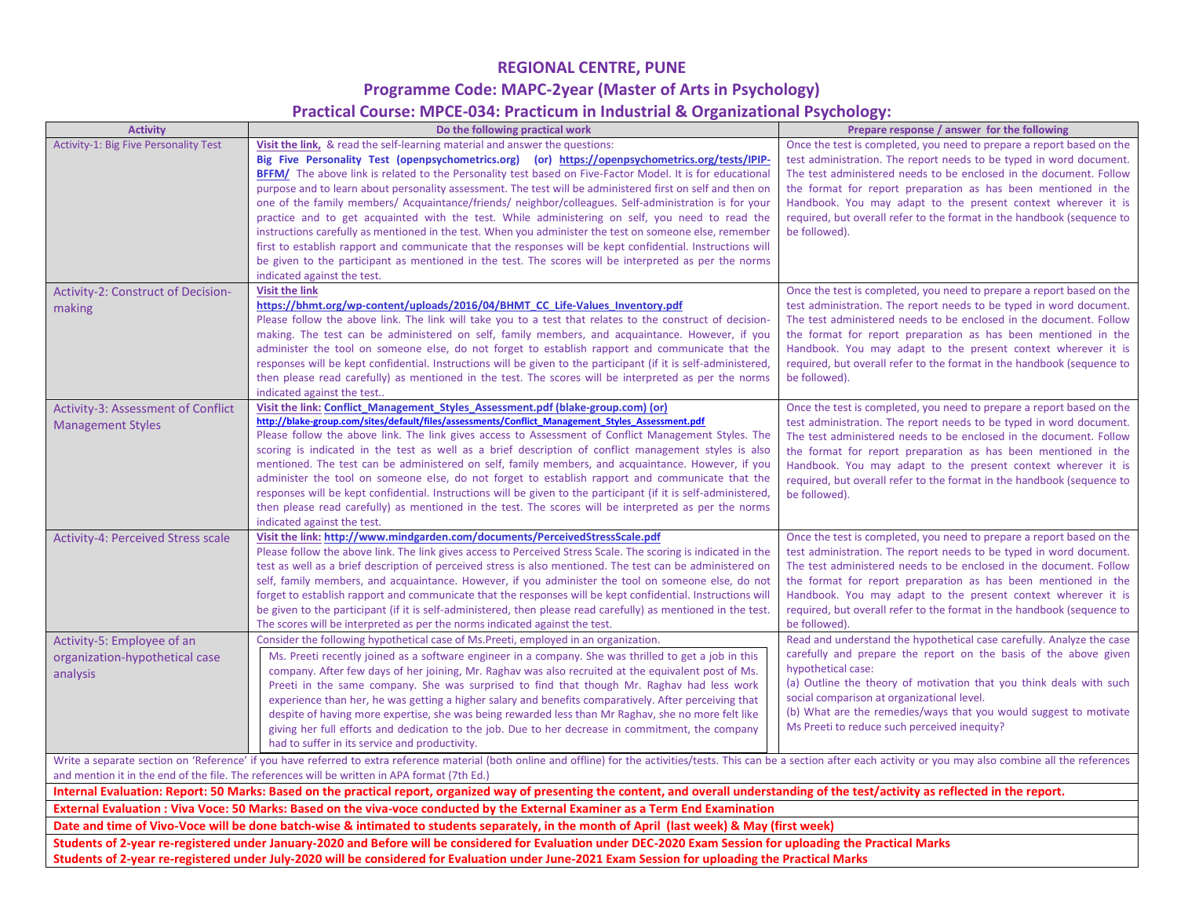# REGIONAL CENTRE, PUNE

## Programme Code: MAPC-2year (Master of Arts in Psychology)

## Practical Course: MPCE-034: Practicum in Industrial & Organizational Psychology:

| Activity | Do the following practical work | Prepare response / answer for the following |
|---|---|---|
| Activity-1: Big Five Personality Test | **Visit the link,** & read the self-learning material and answer the questions: **Big Five Personality Test (openpsychometrics.org) (or) https://openpsychometrics.org/tests/IPIP-BFFM/** The above link is related to the Personality test based on Five-Factor Model. It is for educational purpose and to learn about personality assessment. The test will be administered first on self and then on one of the family members/ Acquaintance/friends/ neighbor/colleagues. Self-administration is for your practice and to get acquainted with the test. While administering on self, you need to read the instructions carefully as mentioned in the test. When you administer the test on someone else, remember first to establish rapport and communicate that the responses will be kept confidential. Instructions will be given to the participant as mentioned in the test. The scores will be interpreted as per the norms indicated against the test. | Once the test is completed, you need to prepare a report based on the test administration. The report needs to be typed in word document. The test administered needs to be enclosed in the document. Follow the format for report preparation as has been mentioned in the Handbook. You may adapt to the present context wherever it is required, but overall refer to the format in the handbook (sequence to be followed). |
| Activity-2: Construct of Decision-making | **Visit the link https://bhmt.org/wp-content/uploads/2016/04/BHMT_CC_Life-Values_Inventory.pdf** Please follow the above link. The link will take you to a test that relates to the construct of decision-making. The test can be administered on self, family members, and acquaintance. However, if you administer the tool on someone else, do not forget to establish rapport and communicate that the responses will be kept confidential. Instructions will be given to the participant (if it is self-administered, then please read carefully) as mentioned in the test. The scores will be interpreted as per the norms indicated against the test.. | Once the test is completed, you need to prepare a report based on the test administration. The report needs to be typed in word document. The test administered needs to be enclosed in the document. Follow the format for report preparation as has been mentioned in the Handbook. You may adapt to the present context wherever it is required, but overall refer to the format in the handbook (sequence to be followed). |
| Activity-3: Assessment of Conflict Management Styles | **Visit the link: Conflict_Management_Styles_Assessment.pdf (blake-group.com) (or) http://blake-group.com/sites/default/files/assessments/Conflict_Management_Styles_Assessment.pdf** Please follow the above link. The link gives access to Assessment of Conflict Management Styles. The scoring is indicated in the test as well as a brief description of conflict management styles is also mentioned. The test can be administered on self, family members, and acquaintance. However, if you administer the tool on someone else, do not forget to establish rapport and communicate that the responses will be kept confidential. Instructions will be given to the participant (if it is self-administered, then please read carefully) as mentioned in the test. The scores will be interpreted as per the norms indicated against the test. | Once the test is completed, you need to prepare a report based on the test administration. The report needs to be typed in word document. The test administered needs to be enclosed in the document. Follow the format for report preparation as has been mentioned in the Handbook. You may adapt to the present context wherever it is required, but overall refer to the format in the handbook (sequence to be followed). |
| Activity-4: Perceived Stress scale | **Visit the link: http://www.mindgarden.com/documents/PerceivedStressScale.pdf** Please follow the above link. The link gives access to Perceived Stress Scale. The scoring is indicated in the test as well as a brief description of perceived stress is also mentioned. The test can be administered on self, family members, and acquaintance. However, if you administer the tool on someone else, do not forget to establish rapport and communicate that the responses will be kept confidential. Instructions will be given to the participant (if it is self-administered, then please read carefully) as mentioned in the test. The scores will be interpreted as per the norms indicated against the test. | Once the test is completed, you need to prepare a report based on the test administration. The report needs to be typed in word document. The test administered needs to be enclosed in the document. Follow the format for report preparation as has been mentioned in the Handbook. You may adapt to the present context wherever it is required, but overall refer to the format in the handbook (sequence to be followed). |
| Activity-5: Employee of an organization-hypothetical case analysis | Consider the following hypothetical case of Ms.Preeti, employed in an organization. Ms. Preeti recently joined as a software engineer in a company. She was thrilled to get a job in this company. After few days of her joining, Mr. Raghav was also recruited at the equivalent post of Ms. Preeti in the same company. She was surprised to find that though Mr. Raghav had less work experience than her, he was getting a higher salary and benefits comparatively. After perceiving that despite of having more expertise, she was being rewarded less than Mr Raghav, she no more felt like giving her full efforts and dedication to the job. Due to her decrease in commitment, the company had to suffer in its service and productivity. | Read and understand the hypothetical case carefully. Analyze the case carefully and prepare the report on the basis of the above given hypothetical case: (a) Outline the theory of motivation that you think deals with such social comparison at organizational level. (b) What are the remedies/ways that you would suggest to motivate Ms Preeti to reduce such perceived inequity? |

Write a separate section on 'Reference' if you have referred to extra reference material (both online and offline) for the activities/tests. This can be a section after each activity or you may also combine all the references and mention it in the end of the file. The references will be written in APA format (7th Ed.)

**Internal Evaluation: Report: 50 Marks: Based on the practical report, organized way of presenting the content, and overall understanding of the test/activity as reflected in the report.**

**External Evaluation : Viva Voce: 50 Marks: Based on the viva-voce conducted by the External Examiner as a Term End Examination**

**Date and time of Vivo-Voce will be done batch-wise & intimated to students separately, in the month of April (last week) & May (first week)**

**Students of 2-year re-registered under January-2020 and Before will be considered for Evaluation under DEC-2020 Exam Session for uploading the Practical Marks**
**Students of 2-year re-registered under July-2020 will be considered for Evaluation under June-2021 Exam Session for uploading the Practical Marks**